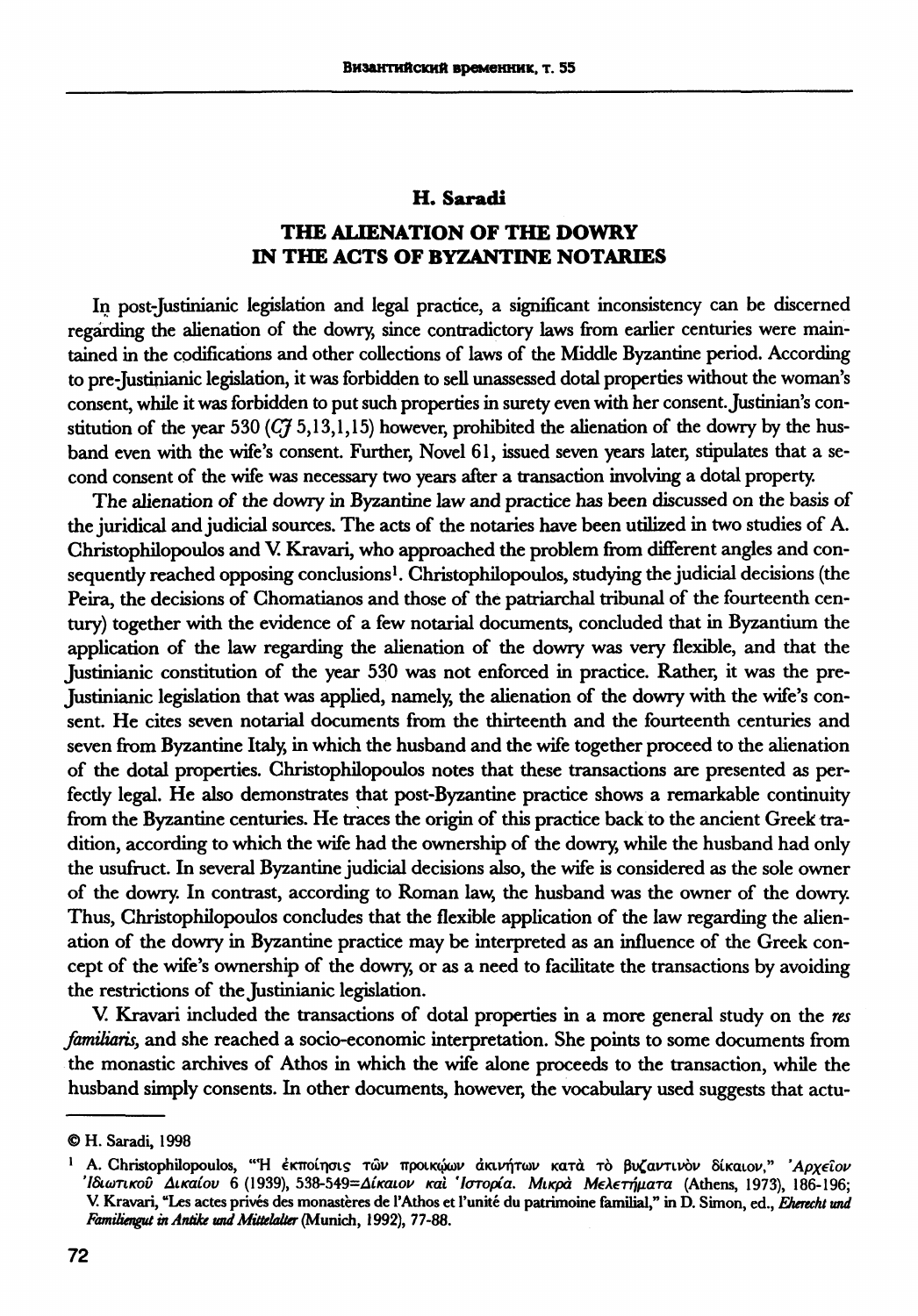**H. Saradi**

# THE ALIENATION OF THE DOWRY IN THE ACTS OF BYZANTINE NOTARIES

In post-Justinianic legislation and legal practice, a significant inconsistency can be discerned regarding the alienation of the dowry, since contradictory laws from earlier centuries were maintained in the codifications and other collections of laws of the Middle Byzantine period. According to pre-Justinianic legislation, it was forbidden to sell unassessed dotal properties without the woman's consent, while it was forbidden to put such properties in surety even with her consent. Justinian's constitution of the year 530 (*CJ* 5,13,1,15) however, prohibited the alienation of the dowry by the husband even with the wife's consent. Further, Novel 61, issued seven years later, stipulates that a second consent of the wife was necessary two years after a transaction involving a dotal property.

The alienation of the dowry in Byzantine law and practice has been discussed on the basis of the juridical and judicial sources. The acts of the notaries have been utilized in two studies of A. Christophilopoulos and V. Kravari, who approached the problem from different angles and consequently reached opposing conclusions[1]. Christophilopoulos, studying the judicial decisions (the Peira, the decisions of Chomatianos and those of the patriarchal tribunal of the fourteenth century) together with the evidence of a few notarial documents, concluded that in Byzantium the application of the law regarding the alienation of the dowry was very flexible, and that the Justinianic constitution of the year 530 was not enforced in practice. Rather, it was the pre-Justinianic legislation that was applied, namely, the alienation of the dowry with the wife's consent. He cites seven notarial documents from the thirteenth and the fourteenth centuries and seven from Byzantine Italy, in which the husband and the wife together proceed to the alienation of the dotal properties. Christophilopoulos notes that these transactions are presented as perfectly legal. He also demonstrates that post-Byzantine practice shows a remarkable continuity from the Byzantine centuries. He traces the origin of this practice back to the ancient Greek tradition, according to which the wife had the ownership of the dowry, while the husband had only the usufruct. In several Byzantine judicial decisions also, the wife is considered as the sole owner of the dowry. In contrast, according to Roman law, the husband was the owner of the dowry. Thus, Christophilopoulos concludes that the flexible application of the law regarding the alienation of the dowry in Byzantine practice may be interpreted as an influence of the Greek concept of the wife's ownership of the dowry, or as a need to facilitate the transactions by avoiding the restrictions of the Justinianic legislation.

V. Kravari included the transactions of dotal properties in a more general study on the *res familiaris*, and she reached a socio-economic interpretation. She points to some documents from the monastic archives of Athos in which the wife alone proceeds to the transaction, while the husband simply consents. In other documents, however, the vocabulary used suggests that actu-

---

© H. Saradi, 1998

[1] A. Christophilopoulos, "Ἡ ἐκποίησις τῶν προικῴων ἀκινήτων κατὰ τὸ βυζαντινὸν δίκαιον," *Ἀρχεῖον Ἰδιωτικοῦ Δικαίου* 6 (1939), 538-549=*Δίκαιον καὶ Ἱστορία. Μικρὰ Μελετήματα* (Athens, 1973), 186-196; V. Kravari, "Les actes privés des monastères de l'Athos et l'unité du patrimoine familial," in D. Simon, ed., *Eherecht und Familiengut in Antike und Mittelalter* (Munich, 1992), 77-88.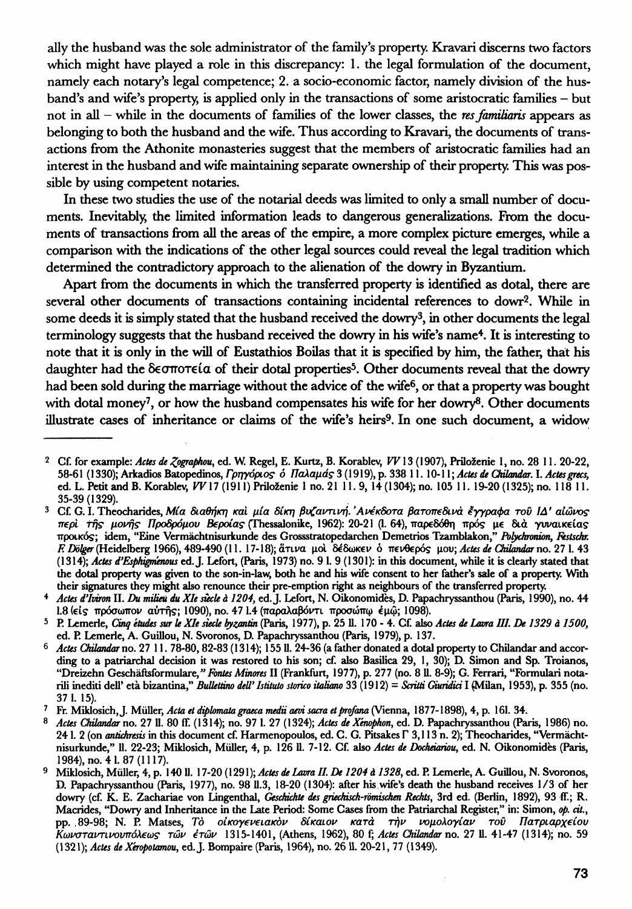ally the husband was the sole administrator of the family's property. Kravari discerns two factors which might have played a role in this discrepancy: 1. the legal formulation of the document, namely each notary's legal competence; 2. a socio-economic factor, namely division of the husband's and wife's property, is applied only in the transactions of some aristocratic families – but not in all – while in the documents of families of the lower classes, the *res familiaris* appears as belonging to both the husband and the wife. Thus according to Kravari, the documents of transactions from the Athonite monasteries suggest that the members of aristocratic families had an interest in the husband and wife maintaining separate ownership of their property. This was possible by using competent notaries.

In these two studies the use of the notarial deeds was limited to only a small number of documents. Inevitably, the limited information leads to dangerous generalizations. From the documents of transactions from all the areas of the empire, a more complex picture emerges, while a comparison with the indications of the other legal sources could reveal the legal tradition which determined the contradictory approach to the alienation of the dowry in Byzantium.

Apart from the documents in which the transferred property is identified as dotal, there are several other documents of transactions containing incidental references to dowr[2]. While in some deeds it is simply stated that the husband received the dowry[3], in other documents the legal terminology suggests that the husband received the dowry in his wife's name[4]. It is interesting to note that it is only in the will of Eustathios Boilas that it is specified by him, the father, that his daughter had the δεσποτεία of their dotal properties[5]. Other documents reveal that the dowry had been sold during the marriage without the advice of the wife[6], or that a property was bought with dotal money[7], or how the husband compensates his wife for her dowry[8]. Other documents illustrate cases of inheritance or claims of the wife's heirs[9]. In one such document, a widow

---

[2] Cf. for example: *Actes de Zographou*, ed. W. Regel, E. Kurtz, B. Korablev, *VV* 13 (1907), Priloženie 1, no. 28 ll. 20-22, 58-61 (1330); Arkadios Batopedinos, *Γρηγόριος ὁ Παλαμᾶς* 3 (1919), p. 338 ll. 10-11; *Actes de Chilandar. I. Actes grecs*, ed. L. Petit and B. Korablev, *VV* 17 (1911) Priloženie 1 no. 21 ll. 9, 14 (1304); no. 105 ll. 19-20 (1325); no. 118 ll. 35-39 (1329).

[3] Cf. G. I. Theocharides, *Μία διαθήκη καὶ μία δίκη βυζαντινή. Ἀνέκδοτα βατοπεδινὰ ἔγγραφα τοῦ ΙΔ' αἰῶνος περὶ τῆς μονῆς Προδρόμου Βεροίας* (Thessalonike, 1962): 20-21 (l. 64), παρεδόθη πρός με διὰ γυναικείας προικός; idem, "Eine Vermächtnisurkunde des Grossstratopedarchen Demetrios Tzamblakon," *Polychronion, Festschr. F. Dölger* (Heidelberg 1966), 489-490 (ll. 17-18); ἅτινα μοὶ δέδωκεν ὁ πενθερός μου; *Actes de Chilandar* no. 27 l. 43 (1314); *Actes d'Esphigménou* ed. J. Lefort, (Paris, 1973) no. 9 l. 9 (1301): in this document, while it is clearly stated that the dotal property was given to the son-in-law, both he and his wife consent to her father's sale of a property. With their signatures they might also renounce their pre-emption right as neighbours of the transferred property.

[4] *Actes d'Iviron* II. *Du milieu du XIe siècle à 1204*, ed. J. Lefort, N. Oikonomidès, D. Papachryssanthou (Paris, 1990), no. 44 l.8 (εἰς πρόσωπον αὐτῆς; 1090), no. 47 l.4 (παραλαβόντι προσώπῳ ἐμῷ; 1098).

[5] P. Lemerle, *Cinq études sur le XIe siècle byzantin* (Paris, 1977), p. 25 ll. 170 - 4. Cf. also *Actes de Lavra III. De 1329 à 1500*, ed. P. Lemerle, A. Guillou, N. Svoronos, D. Papachryssanthou (Paris, 1979), p. 137.

[6] *Actes Chilandar* no. 27 ll. 78-80, 82-83 (1314); 155 ll. 24-36 (a father donated a dotal property to Chilandar and according to a patriarchal decision it was restored to his son; cf. also Basilica 29, 1, 30); D. Simon and Sp. Troianos, "Dreizehn Geschäftsformulare," *Fontes Minores* II (Frankfurt, 1977), p. 277 (no. 8 ll. 8-9); G. Ferrari, "Formulari notarili inediti dell' età bizantina," *Bullettino dell' Istituto storico italiano* 33 (1912) = *Scritti Giuridici* I (Milan, 1953), p. 355 (no. 37 l. 15).

[7] Fr. Miklosich, J. Müller, *Acta et diplomata graeca medii aevi sacra et profana* (Vienna, 1877-1898), 4, p. 161. 34.

[8] *Actes Chilandar* no. 27 ll. 80 ff. (1314); no. 97 l. 27 (1324); *Actes de Xénophon*, ed. D. Papachryssanthou (Paris, 1986) no. 24 l. 2 (on *antichresis* in this document cf. Harmenopoulos, ed. C. G. Pitsakes Γ 3,113 n. 2); Theocharides, "Vermächtnisurkunde," ll. 22-23; Miklosich, Müller, 4, p. 126 ll. 7-12. Cf. also *Actes de Docheiariou*, ed. N. Oikonomidès (Paris, 1984), no. 4 l. 87 (1117).

[9] Miklosich, Müller, 4, p. 140 ll. 17-20 (1291); *Actes de Lavra II. De 1204 à 1328*, ed. P. Lemerle, A. Guillou, N. Svoronos, D. Papachryssanthou (Paris, 1977), no. 98 ll.3, 18-20 (1304): after his wife's death the husband receives 1/3 of her dowry (cf. K. E. Zachariae von Lingenthal, *Geschichte des griechisch-römischen Rechts*, 3rd ed. (Berlin, 1892), 93 ff.; R. Macrides, "Dowry and Inheritance in the Late Period: Some Cases from the Patriarchal Register," in: Simon, *op. cit.*, pp. 89-98; N. P. Matses, *Τὸ οἰκογενειακὸν δίκαιον κατὰ τὴν νομολογίαν τοῦ Πατριαρχείου Κωνσταντινουπόλεως τῶν ἐτῶν* 1315-1401, (Athens, 1962), 80 f; *Actes Chilandar* no. 27 ll. 41-47 (1314); no. 59 (1321); *Actes de Xéropotamou*, ed. J. Bompaire (Paris, 1964), no. 26 ll. 20-21, 77 (1349).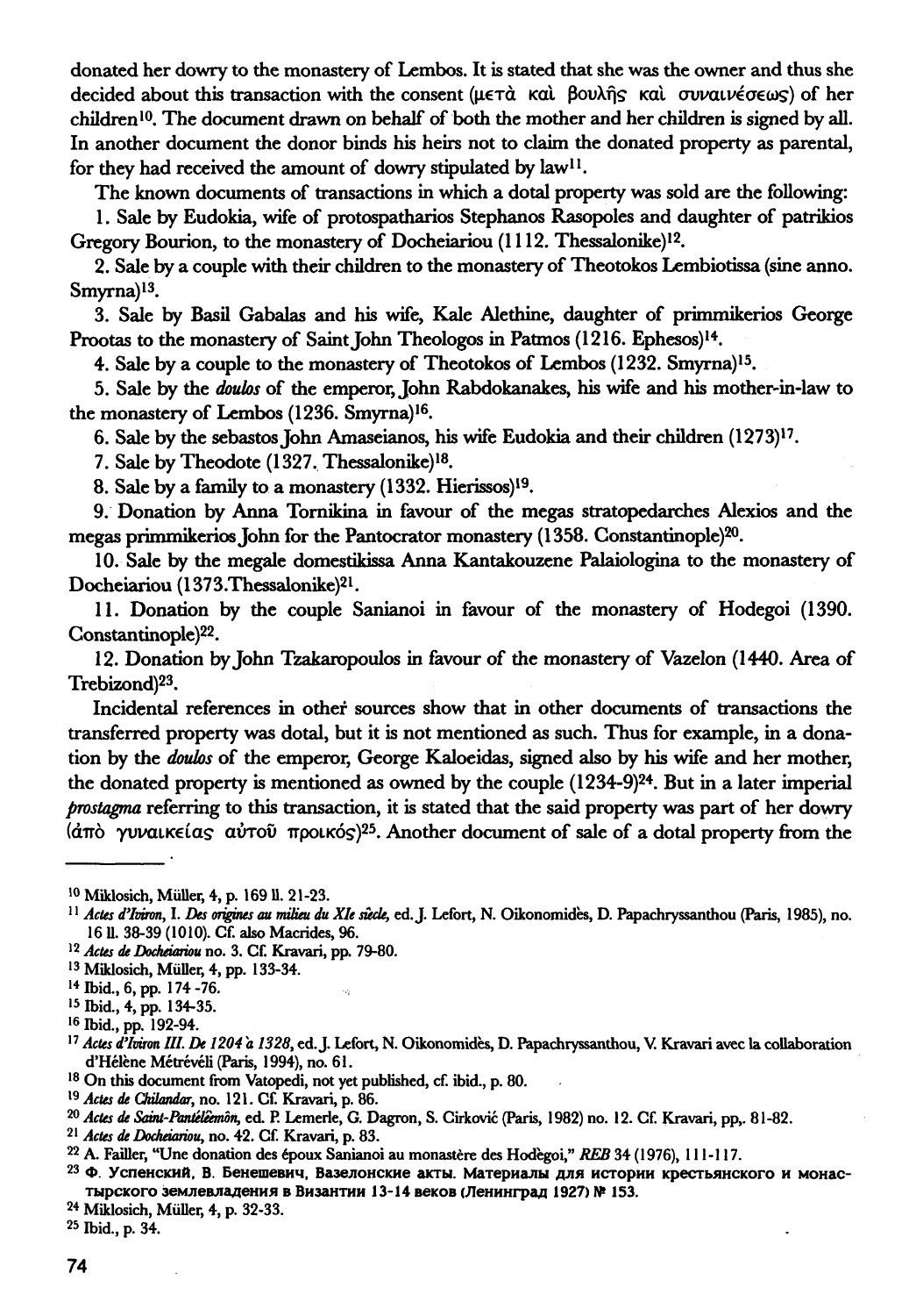donated her dowry to the monastery of Lembos. It is stated that she was the owner and thus she decided about this transaction with the consent (μετὰ καὶ βουλῆς καὶ συναινέσεως) of her children[10]. The document drawn on behalf of both the mother and her children is signed by all. In another document the donor binds his heirs not to claim the donated property as parental, for they had received the amount of dowry stipulated by law[11].

The known documents of transactions in which a dotal property was sold are the following:

1. Sale by Eudokia, wife of protospatharios Stephanos Rasopoles and daughter of patrikios Gregory Bourion, to the monastery of Docheiariou (1112. Thessalonike)[12].

2. Sale by a couple with their children to the monastery of Theotokos Lembiotissa (sine anno. Smyrna)[13].

3. Sale by Basil Gabalas and his wife, Kale Alethine, daughter of primmikerios George Prootas to the monastery of Saint John Theologos in Patmos (1216. Ephesos)[14].

4. Sale by a couple to the monastery of Theotokos of Lembos (1232. Smyrna)[15].

5. Sale by the *doulos* of the emperor, John Rabdokanakes, his wife and his mother-in-law to the monastery of Lembos (1236. Smyrna)[16].

6. Sale by the sebastos John Amaseianos, his wife Eudokia and their children (1273)[17].

7. Sale by Theodote (1327. Thessalonike)[18].

8. Sale by a family to a monastery (1332. Hierissos)[19].

9. Donation by Anna Tornikina in favour of the megas stratopedarches Alexios and the megas primmikerios John for the Pantocrator monastery (1358. Constantinople)[20].

10. Sale by the megale domestikissa Anna Kantakouzene Palaiologina to the monastery of Docheiariou (1373.Thessalonike)[21].

11. Donation by the couple Sanianoi in favour of the monastery of Hodegoi (1390. Constantinople)[22].

12. Donation by John Tzakaropoulos in favour of the monastery of Vazelon (1440. Area of Trebizond)[23].

Incidental references in other sources show that in other documents of transactions the transferred property was dotal, but it is not mentioned as such. Thus for example, in a donation by the *doulos* of the emperor, George Kaloeidas, signed also by his wife and her mother, the donated property is mentioned as owned by the couple (1234-9)[24]. But in a later imperial *prostagma* referring to this transaction, it is stated that the said property was part of her dowry (ἀπὸ γυναικείας αὐτοῦ προικός)[25]. Another document of sale of a dotal property from the

---

[10] Miklosich, Müller, 4, p. 169 ll. 21-23.

[11] *Actes d'Iviron*, I. *Des origines au milieu du XIe siècle*, ed. J. Lefort, N. Oikonomidès, D. Papachryssanthou (Paris, 1985), no. 16 ll. 38-39 (1010). Cf. also Macrides, 96.

[12] *Actes de Docheiariou* no. 3. Cf. Kravari, pp. 79-80.

[13] Miklosich, Müller, 4, pp. 133-34.

[14] Ibid., 6, pp. 174 -76.

[15] Ibid., 4, pp. 134-35.

[16] Ibid., pp. 192-94.

[17] *Actes d'Iviron III. De 1204 à 1328*, ed. J. Lefort, N. Oikonomidès, D. Papachryssanthou, V. Kravari avec la collaboration d'Hélène Métrévéli (Paris, 1994), no. 61.

[18] On this document from Vatopedi, not yet published, cf. ibid., p. 80.

[19] *Actes de Chilandar*, no. 121. Cf. Kravari, p. 86.

[20] *Actes de Saint-Pantéléèmôn*, ed. P. Lemerle, G. Dagron, S. Cirković (Paris, 1982) no. 12. Cf. Kravari, pp,. 81-82.

[21] *Actes de Docheiariou*, no. 42. Cf. Kravari, p. 83.

[22] A. Failler, "Une donation des époux Sanianoi au monastère des Hodègoi," *REB* 34 (1976), 111-117.

[23] Ф. Успенский, В. Бенешевич, Вазелонские акты. Материалы для истории крестьянского и монастырского землевладения в Византии 13-14 веков (Ленинград 1927) № 153.

[24] Miklosich, Müller, 4, p. 32-33.

[25] Ibid., p. 34.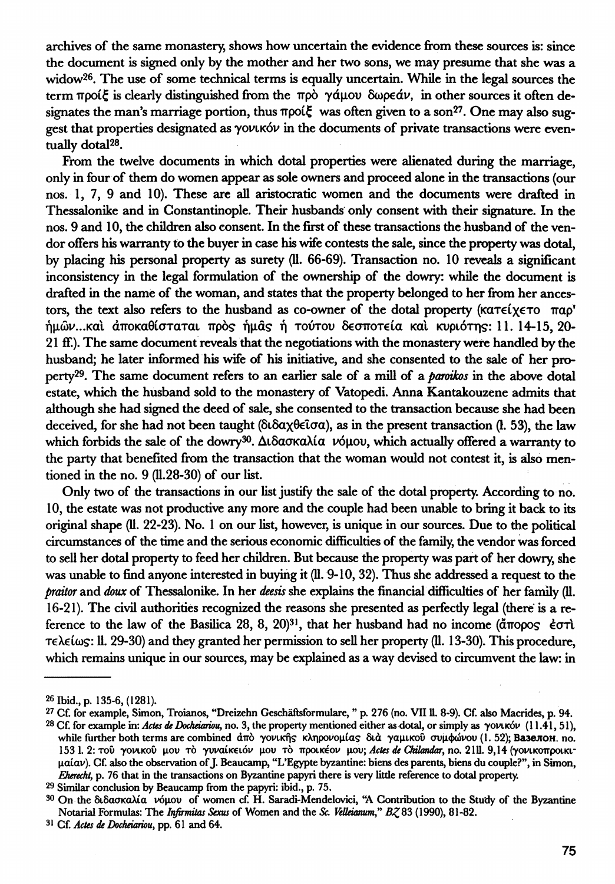archives of the same monastery, shows how uncertain the evidence from these sources is: since the document is signed only by the mother and her two sons, we may presume that she was a widow[26]. The use of some technical terms is equally uncertain. While in the legal sources the term προίξ is clearly distinguished from the πρὸ γάμου δωρεάν, in other sources it often designates the man's marriage portion, thus προίξ was often given to a son[27]. One may also suggest that properties designated as γονικόν in the documents of private transactions were eventually dotal[28].

From the twelve documents in which dotal properties were alienated during the marriage, only in four of them do women appear as sole owners and proceed alone in the transactions (our nos. 1, 7, 9 and 10). These are all aristocratic women and the documents were drafted in Thessalonike and in Constantinople. Their husbands only consent with their signature. In the nos. 9 and 10, the children also consent. In the first of these transactions the husband of the vendor offers his warranty to the buyer in case his wife contests the sale, since the property was dotal, by placing his personal property as surety (ll. 66-69). Transaction no. 10 reveals a significant inconsistency in the legal formulation of the ownership of the dowry: while the document is drafted in the name of the woman, and states that the property belonged to her from her ancestors, the text also refers to the husband as co-owner of the dotal property (κατείχετο παρ' ἡμῶν...καὶ ἀποκαθίσταται πρὸς ἡμᾶς ἡ τούτου δεσποτεία καὶ κυριότης: 11. 14-15, 20-21 ff.). The same document reveals that the negotiations with the monastery were handled by the husband; he later informed his wife of his initiative, and she consented to the sale of her property[29]. The same document refers to an earlier sale of a mill of a *paroikos* in the above dotal estate, which the husband sold to the monastery of Vatopedi. Anna Kantakouzene admits that although she had signed the deed of sale, she consented to the transaction because she had been deceived, for she had not been taught (διδαχθεῖσα), as in the present transaction (l. 53), the law which forbids the sale of the dowry[30]. Διδασκαλία νόμου, which actually offered a warranty to the party that benefited from the transaction that the woman would not contest it, is also mentioned in the no. 9 (ll.28-30) of our list.

Only two of the transactions in our list justify the sale of the dotal property. According to no. 10, the estate was not productive any more and the couple had been unable to bring it back to its original shape (ll. 22-23). No. 1 on our list, however, is unique in our sources. Due to the political circumstances of the time and the serious economic difficulties of the family, the vendor was forced to sell her dotal property to feed her children. But because the property was part of her dowry, she was unable to find anyone interested in buying it (ll. 9-10, 32). Thus she addressed a request to the *praitor* and *doux* of Thessalonike. In her *deesis* she explains the financial difficulties of her family (ll. 16-21). The civil authorities recognized the reasons she presented as perfectly legal (there is a reference to the law of the Basilica 28, 8, 20)[31], that her husband had no income (ἄπορος ἐστὶ τελείως: ll. 29-30) and they granted her permission to sell her property (ll. 13-30). This procedure, which remains unique in our sources, may be explained as a way devised to circumvent the law: in

---

[26] Ibid., p. 135-6, (1281).

[27] Cf. for example, Simon, Troianos, "Dreizehn Geschäftsformulare, " p. 276 (no. VII ll. 8-9). Cf. also Macrides, p. 94.

[28] Cf. for example in: *Actes de Docheiariou*, no. 3, the property mentioned either as dotal, or simply as γονικόν (11.41, 51), while further both terms are combined ἀπὸ γονικῆς κληρονομίας διὰ γαμικοῦ συμφώνου (l. 52); Вазелон. no. 153 l. 2: τοῦ γονικοῦ μου τὸ γυναίκειόν μου τὸ προικέον μου; *Actes de Chilandar*, no. 21ll. 9,14 (γονικοπροικιμαίαν). Cf. also the observation of J. Beaucamp, "L'Egypte byzantine: biens des parents, biens du couple?", in Simon, *Eherecht*, p. 76 that in the transactions on Byzantine papyri there is very little reference to dotal property.

[29] Similar conclusion by Beaucamp from the papyri: ibid., p. 75.

[30] On the διδασκαλία νόμου of women cf. H. Saradi-Mendelovici, "A Contribution to the Study of the Byzantine Notarial Formulas: The *Infirmitas Sexus* of Women and the *Sc. Velleianum*," *BZ* 83 (1990), 81-82.

[31] Cf. *Actes de Docheiariou*, pp. 61 and 64.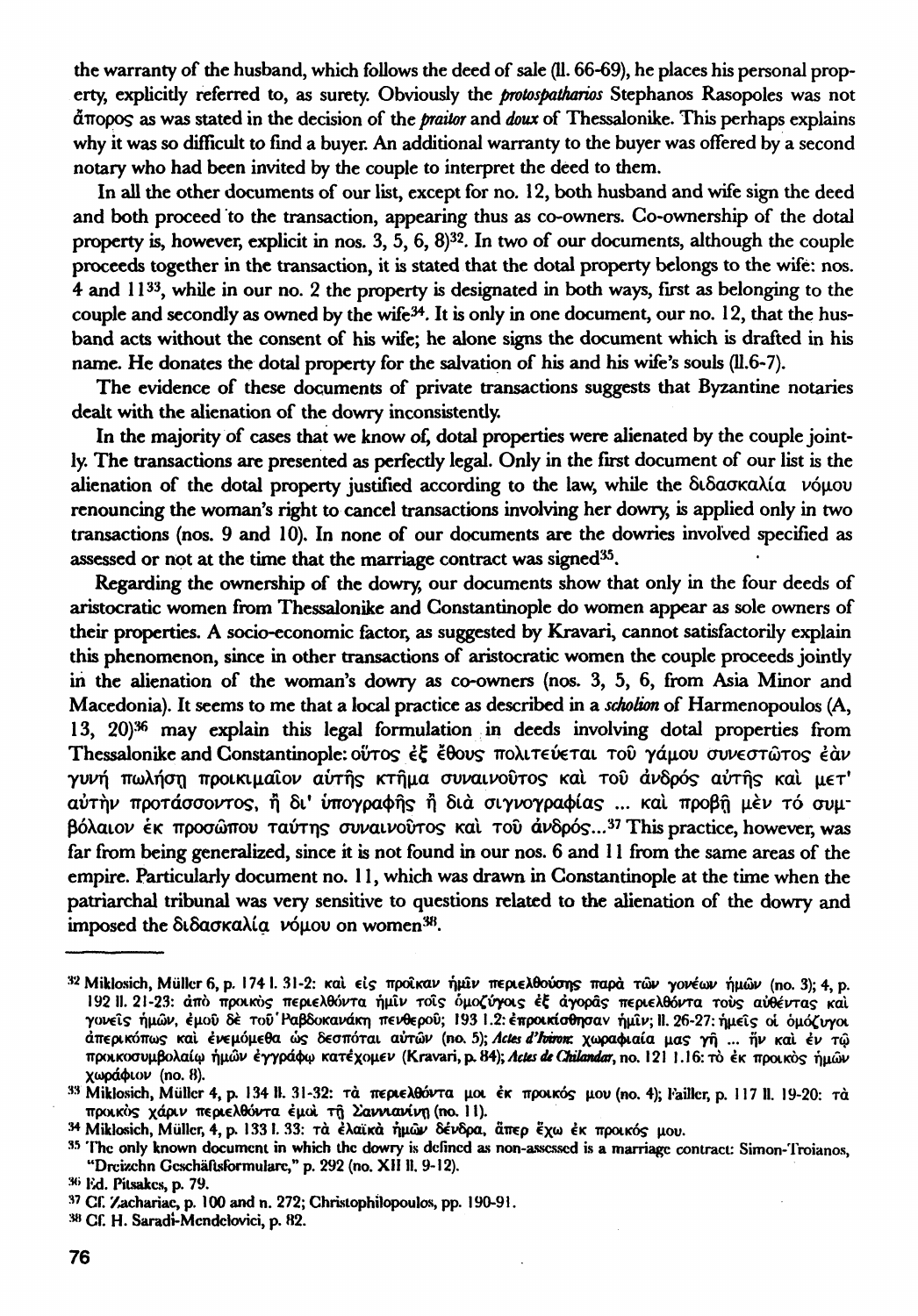the warranty of the husband, which follows the deed of sale (ll. 66-69), he places his personal property, explicitly referred to, as surety. Obviously the *protospatharios* Stephanos Rasopoles was not ἄπορος as was stated in the decision of the *praitor* and *doux* of Thessalonike. This perhaps explains why it was so difficult to find a buyer. An additional warranty to the buyer was offered by a second notary who had been invited by the couple to interpret the deed to them.

In all the other documents of our list, except for no. 12, both husband and wife sign the deed and both proceed to the transaction, appearing thus as co-owners. Co-ownership of the dotal property is, however, explicit in nos. 3, 5, 6, 8)[32]. In two of our documents, although the couple proceeds together in the transaction, it is stated that the dotal property belongs to the wife: nos. 4 and 11[33], while in our no. 2 the property is designated in both ways, first as belonging to the couple and secondly as owned by the wife[34]. It is only in one document, our no. 12, that the husband acts without the consent of his wife; he alone signs the document which is drafted in his name. He donates the dotal property for the salvation of his and his wife's souls (ll.6-7).

The evidence of these documents of private transactions suggests that Byzantine notaries dealt with the alienation of the dowry inconsistently.

In the majority of cases that we know of, dotal properties were alienated by the couple jointly. The transactions are presented as perfectly legal. Only in the first document of our list is the alienation of the dotal property justified according to the law, while the διδασκαλία νόμου renouncing the woman's right to cancel transactions involving her dowry, is applied only in two transactions (nos. 9 and 10). In none of our documents are the dowries involved specified as assessed or not at the time that the marriage contract was signed[35].

Regarding the ownership of the dowry, our documents show that only in the four deeds of aristocratic women from Thessalonike and Constantinople do women appear as sole owners of their properties. A socio-economic factor, as suggested by Kravari, cannot satisfactorily explain this phenomenon, since in other transactions of aristocratic women the couple proceeds jointly in the alienation of the woman's dowry as co-owners (nos. 3, 5, 6, from Asia Minor and Macedonia). It seems to me that a local practice as described in a *scholion* of Harmenopoulos (A, 13, 20)[36] may explain this legal formulation in deeds involving dotal properties from Thessalonike and Constantinople: οὗτος ἐξ ἔθους πολιτεύεται τοῦ γάμου συνεστῶτος ἐὰν γυνὴ πωλήσῃ προικιμαῖον αὐτῆς κτῆμα συναινοῦντος καὶ τοῦ ἀνδρός αὐτῆς καὶ μετ' αὐτὴν προτάσσοντος, ἢ δι' ὑπογραφῆς ἢ διὰ σιγνογραφίας ... καὶ προβῇ μὲν τό συμβόλαιον ἐκ προσώπου ταύτης συναινοῦντος καὶ τοῦ ἀνδρός...[37] This practice, however, was far from being generalized, since it is not found in our nos. 6 and 11 from the same areas of the empire. Particularly document no. 11, which was drawn in Constantinople at the time when the patriarchal tribunal was very sensitive to questions related to the alienation of the dowry and imposed the διδασκαλίᾳ νόμου on women[38].

---

[32] Miklosich, Müller 6, p. 174 l. 31-2: καὶ εἰς προῖκαν ἡμῖν περιελθούσης παρὰ τῶν γονέων ἡμῶν (no. 3); 4, p. 192 ll. 21-23: ἀπὸ προικὸς περιελθόντα ἡμῖν τοῖς ὁμοζύγοις ἐξ ἀγορᾶς περιελθόντα τοὺς αὐθέντας καὶ γονεῖς ἡμῶν, ἐμοῦ δὲ τοῦ Ῥαβδοκανάκη πενθεροῦ; 193 l. 2: ἐπροικίσθησαν ἡμῖν; ll. 26-27: ἡμεῖς οἱ ὁμόζυγοι ἀπερικόπως καὶ ἐνεμόμεθα ὡς δεσπόται αὐτῶν (no. 5); *Actes d'Iviron*: χωραφιαία μας γῆ ... ἣν καὶ ἐν τῷ προικοσυμβολαίῳ ἡμῶν ἐγγράφῳ κατέχομεν (Kravari, p. 84); *Actes de Chilandar*, no. 121 l. 16: τὸ ἐκ προικὸς ἡμῶν χωράφιον (no. 8).

[33] Miklosich, Müller 4, p. 134 ll. 31-32: τὰ περιελθόντα μοι ἐκ προικός μου (no. 4); Failler, p. 117 ll. 19-20: τὰ προικὸς χάριν περιελθόντα ἐμοὶ τῇ Σανιανίνῃ (no. 11).

[34] Miklosich, Müller, 4, p. 133 l. 33: τὰ ἐλαϊκὰ ἡμῶν δένδρα, ἅπερ ἔχω ἐκ προικός μου.

[35] The only known document in which the dowry is defined as non-assessed is a marriage contract: Simon-Troianos, "Dreizehn Geschäftsformulare," p. 292 (no. XII ll. 9-12).

[36] Ed. Pitsakes, p. 79.

[37] Cf. Zachariae, p. 100 and n. 272; Christophilopoulos, pp. 190-91.

[38] Cf. H. Saradi-Mendelovici, p. 82.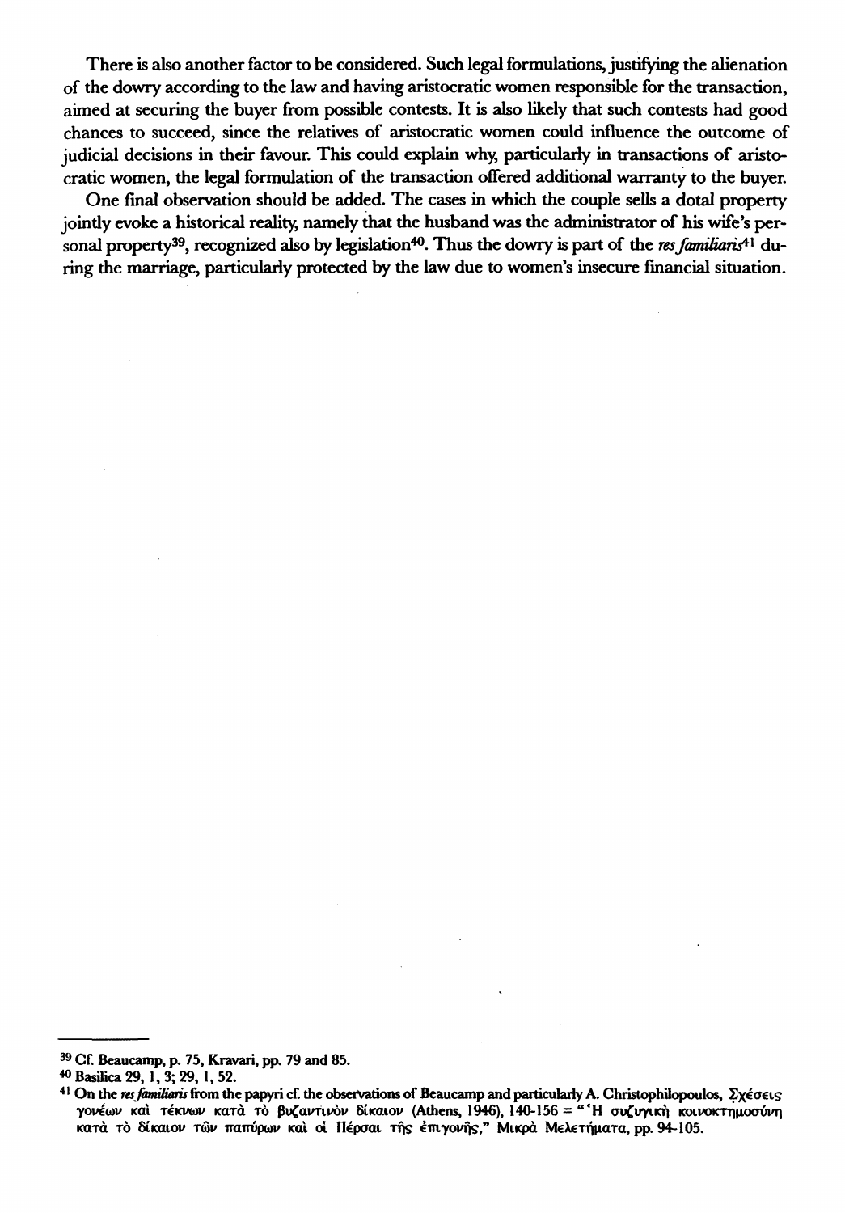There is also another factor to be considered. Such legal formulations, justifying the alienation of the dowry according to the law and having aristocratic women responsible for the transaction, aimed at securing the buyer from possible contests. It is also likely that such contests had good chances to succeed, since the relatives of aristocratic women could influence the outcome of judicial decisions in their favour. This could explain why, particularly in transactions of aristocratic women, the legal formulation of the transaction offered additional warranty to the buyer.

One final observation should be added. The cases in which the couple sells a dotal property jointly evoke a historical reality, namely that the husband was the administrator of his wife's personal property[39], recognized also by legislation[40]. Thus the dowry is part of the *res familiaris*[41] during the marriage, particularly protected by the law due to women's insecure financial situation.

---

[39] Cf. Beaucamp, p. 75, Kravari, pp. 79 and 85.

[40] Basilica 29, 1, 3; 29, 1, 52.

[41] On the *res familiaris* from the papyri cf. the observations of Beaucamp and particularly A. Christophilopoulos, Σχέσεις γονέων καὶ τέκνων κατὰ τὸ βυζαντινὸν δίκαιον (Athens, 1946), 140-156 = "Ἡ συζυγικὴ κοινοκτημοσύνη κατὰ τὸ δίκαιον τῶν παπύρων καὶ οἱ Πέρσαι τῆς ἐπιγονῆς," Μικρὰ Μελετήματα, pp. 94-105.